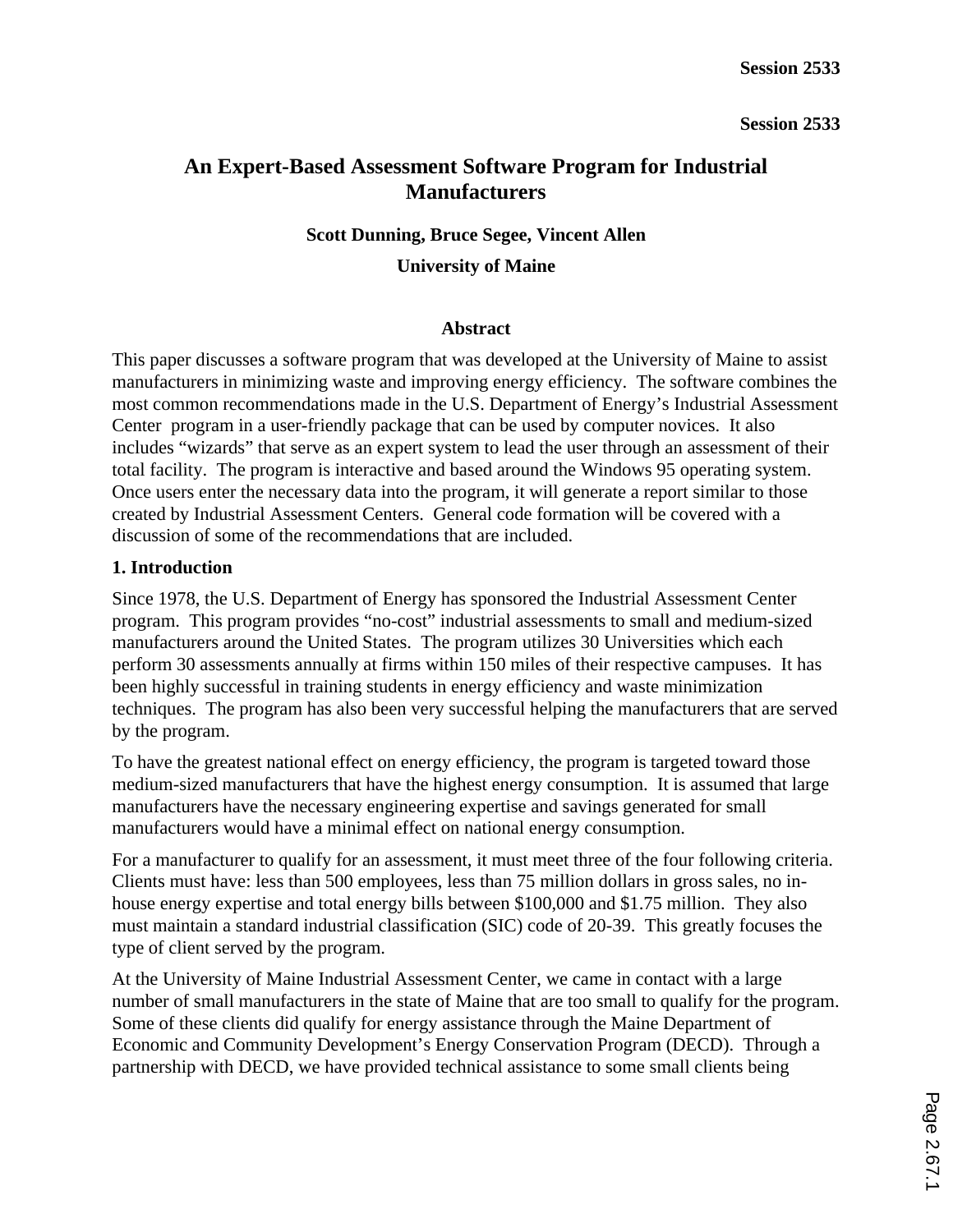# An Expert-Based Assessment Software Program for Industrial Manufacturers

**Scott Dunning, Bruce Segee, Vincent Allen**

**University of Maine**

## Abstract

This paper discusses a software program that was developed at the University of Maine to assist manufacturers in minimizing waste and improving energy efficiency. The software combines the most common recommendations made in the U.S. Department of Energy's Industrial Assessment Center program in a user-friendly package that can be used by computer novices. It also includes "wizards" that serve as an expert system to lead the user through an assessment of their total facility. The program is interactive and based around the Windows 95 operating system. Once users enter the necessary data into the program, it will generate a report similar to those created by Industrial Assessment Centers. General code formation will be covered with a discussion of some of the recommendations that are included.

## 1. Introduction

Since 1978, the U.S. Department of Energy has sponsored the Industrial Assessment Center program. This program provides "no-cost" industrial assessments to small and medium-sized manufacturers around the United States. The program utilizes 30 Universities which each perform 30 assessments annually at firms within 150 miles of their respective campuses. It has been highly successful in training students in energy efficiency and waste minimization techniques. The program has also been very successful helping the manufacturers that are served by the program.

To have the greatest national effect on energy efficiency, the program is targeted toward those medium-sized manufacturers that have the highest energy consumption. It is assumed that large manufacturers have the necessary engineering expertise and savings generated for small manufacturers would have a minimal effect on national energy consumption.

For a manufacturer to qualify for an assessment, it must meet three of the four following criteria. Clients must have: less than 500 employees, less than 75 million dollars in gross sales, no in-house energy expertise and total energy bills between $100,000 and $1.75 million. They also must maintain a standard industrial classification (SIC) code of 20-39. This greatly focuses the type of client served by the program.

At the University of Maine Industrial Assessment Center, we came in contact with a large number of small manufacturers in the state of Maine that are too small to qualify for the program. Some of these clients did qualify for energy assistance through the Maine Department of Economic and Community Development's Energy Conservation Program (DECD). Through a partnership with DECD, we have provided technical assistance to some small clients being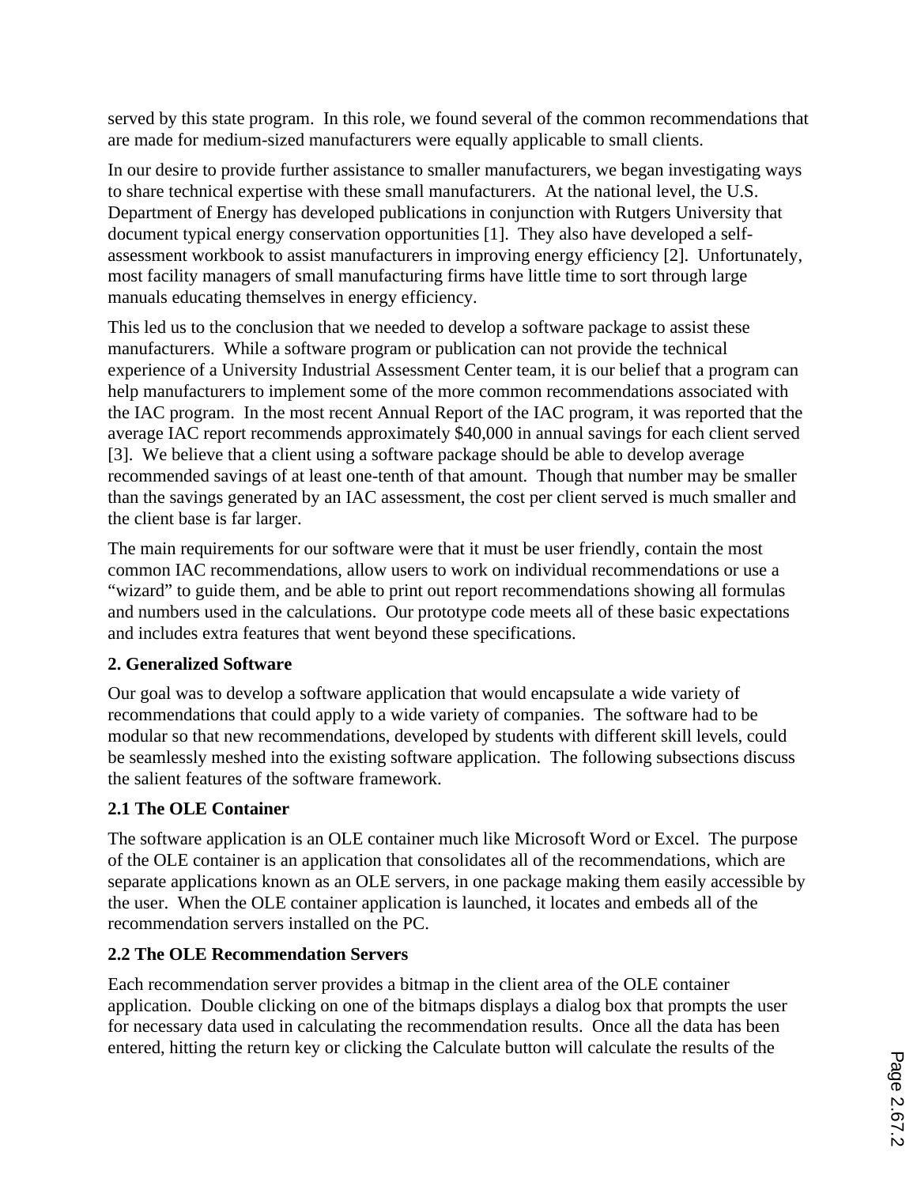served by this state program. In this role, we found several of the common recommendations that are made for medium-sized manufacturers were equally applicable to small clients.

In our desire to provide further assistance to smaller manufacturers, we began investigating ways to share technical expertise with these small manufacturers. At the national level, the U.S. Department of Energy has developed publications in conjunction with Rutgers University that document typical energy conservation opportunities [1]. They also have developed a self-assessment workbook to assist manufacturers in improving energy efficiency [2]. Unfortunately, most facility managers of small manufacturing firms have little time to sort through large manuals educating themselves in energy efficiency.

This led us to the conclusion that we needed to develop a software package to assist these manufacturers. While a software program or publication can not provide the technical experience of a University Industrial Assessment Center team, it is our belief that a program can help manufacturers to implement some of the more common recommendations associated with the IAC program. In the most recent Annual Report of the IAC program, it was reported that the average IAC report recommends approximately $40,000 in annual savings for each client served [3]. We believe that a client using a software package should be able to develop average recommended savings of at least one-tenth of that amount. Though that number may be smaller than the savings generated by an IAC assessment, the cost per client served is much smaller and the client base is far larger.

The main requirements for our software were that it must be user friendly, contain the most common IAC recommendations, allow users to work on individual recommendations or use a "wizard" to guide them, and be able to print out report recommendations showing all formulas and numbers used in the calculations. Our prototype code meets all of these basic expectations and includes extra features that went beyond these specifications.

## 2. Generalized Software

Our goal was to develop a software application that would encapsulate a wide variety of recommendations that could apply to a wide variety of companies. The software had to be modular so that new recommendations, developed by students with different skill levels, could be seamlessly meshed into the existing software application. The following subsections discuss the salient features of the software framework.

### 2.1 The OLE Container

The software application is an OLE container much like Microsoft Word or Excel. The purpose of the OLE container is an application that consolidates all of the recommendations, which are separate applications known as an OLE servers, in one package making them easily accessible by the user. When the OLE container application is launched, it locates and embeds all of the recommendation servers installed on the PC.

### 2.2 The OLE Recommendation Servers

Each recommendation server provides a bitmap in the client area of the OLE container application. Double clicking on one of the bitmaps displays a dialog box that prompts the user for necessary data used in calculating the recommendation results. Once all the data has been entered, hitting the return key or clicking the Calculate button will calculate the results of the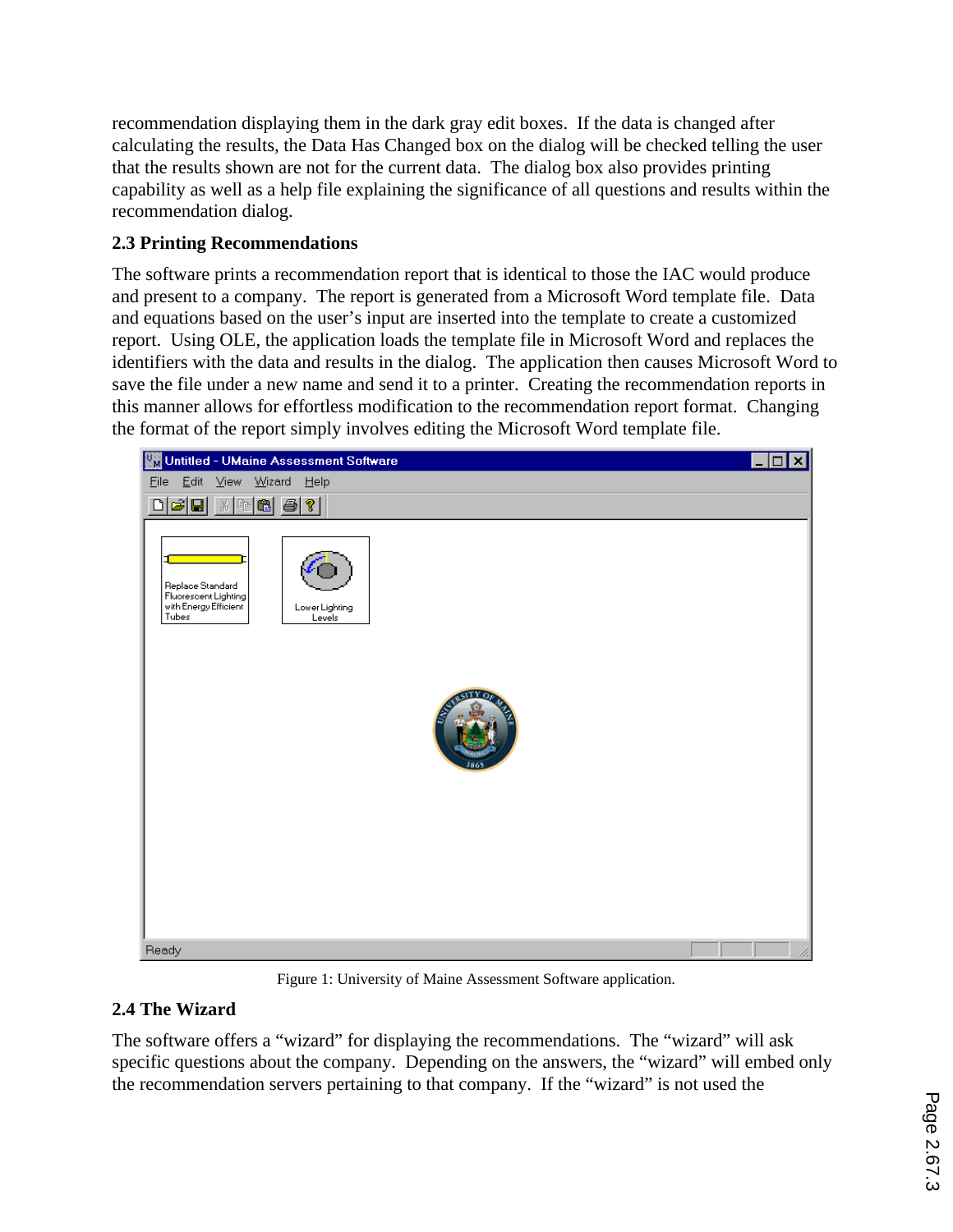recommendation displaying them in the dark gray edit boxes. If the data is changed after calculating the results, the Data Has Changed box on the dialog will be checked telling the user that the results shown are not for the current data. The dialog box also provides printing capability as well as a help file explaining the significance of all questions and results within the recommendation dialog.

### 2.3 Printing Recommendations

The software prints a recommendation report that is identical to those the IAC would produce and present to a company. The report is generated from a Microsoft Word template file. Data and equations based on the user's input are inserted into the template to create a customized report. Using OLE, the application loads the template file in Microsoft Word and replaces the identifiers with the data and results in the dialog. The application then causes Microsoft Word to save the file under a new name and send it to a printer. Creating the recommendation reports in this manner allows for effortless modification to the recommendation report format. Changing the format of the report simply involves editing the Microsoft Word template file.

Figure 1: University of Maine Assessment Software application.

### 2.4 The Wizard

The software offers a "wizard" for displaying the recommendations. The "wizard" will ask specific questions about the company. Depending on the answers, the "wizard" will embed only the recommendation servers pertaining to that company. If the "wizard" is not used the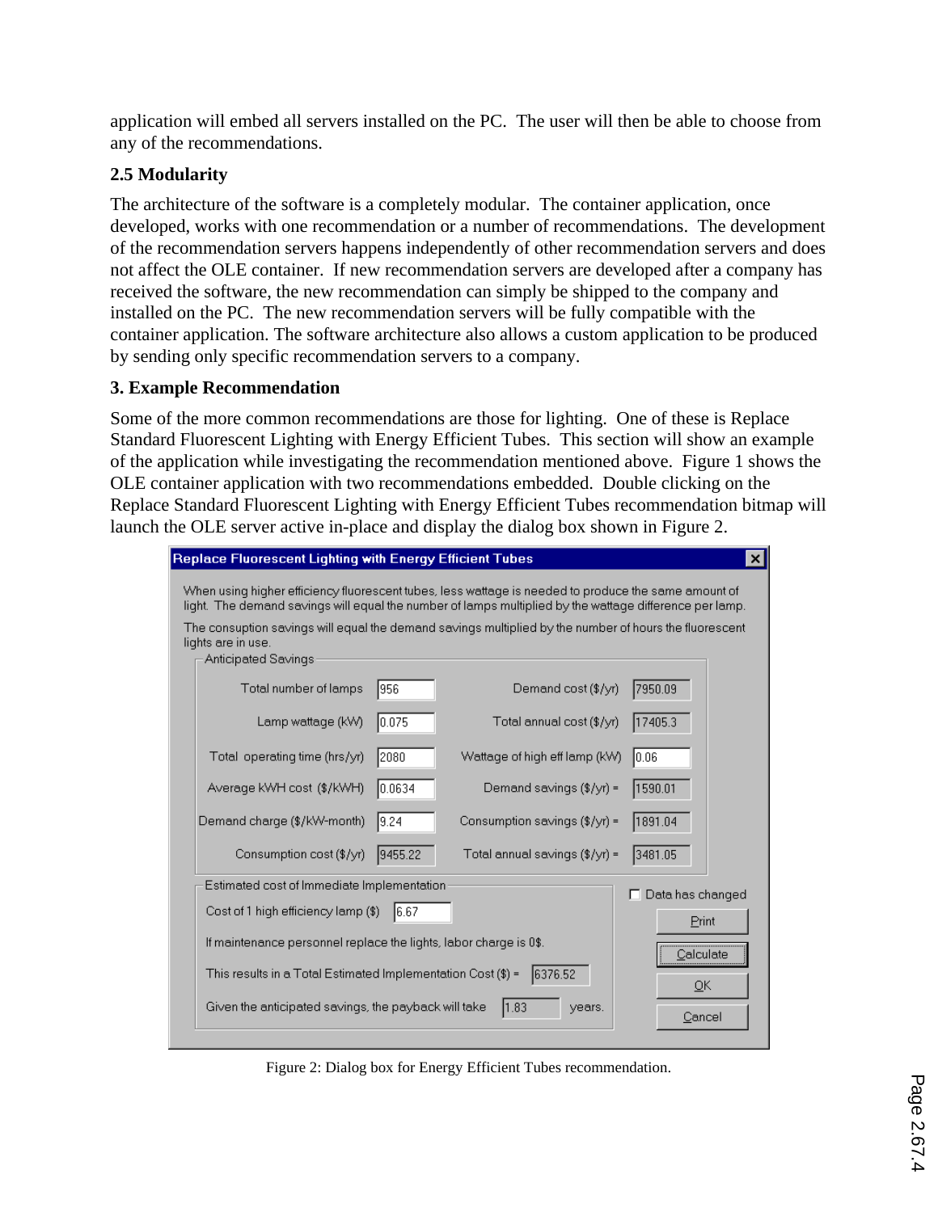application will embed all servers installed on the PC. The user will then be able to choose from any of the recommendations.

### 2.5 Modularity

The architecture of the software is a completely modular. The container application, once developed, works with one recommendation or a number of recommendations. The development of the recommendation servers happens independently of other recommendation servers and does not affect the OLE container. If new recommendation servers are developed after a company has received the software, the new recommendation can simply be shipped to the company and installed on the PC. The new recommendation servers will be fully compatible with the container application. The software architecture also allows a custom application to be produced by sending only specific recommendation servers to a company.

## 3. Example Recommendation

Some of the more common recommendations are those for lighting. One of these is Replace Standard Fluorescent Lighting with Energy Efficient Tubes. This section will show an example of the application while investigating the recommendation mentioned above. Figure 1 shows the OLE container application with two recommendations embedded. Double clicking on the Replace Standard Fluorescent Lighting with Energy Efficient Tubes recommendation bitmap will launch the OLE server active in-place and display the dialog box shown in Figure 2.

**Replace Fluorescent Lighting with Energy Efficient Tubes**

When using higher efficiency fluorescent tubes, less wattage is needed to produce the same amount of light. The demand savings will equal the number of lamps multiplied by the wattage difference per lamp.

The consuption savings will equal the demand savings multiplied by the number of hours the fluorescent lights are in use.

Anticipated Savings

| | | | |
|---|---|---|---|
| Total number of lamps | 956 | Demand cost ($/yr) | 7950.09 |
| Lamp wattage (kW) | 0.075 | Total annual cost ($/yr) | 17405.3 |
| Total operating time (hrs/yr) | 2080 | Wattage of high eff lamp (kW) | 0.06 |
| Average KWH cost ($/KWH) | 0.0634 | Demand savings ($/yr) = | 1590.01 |
| Demand charge ($/kW-month) | 9.24 | Consumption savings ($/yr) = | 1891.04 |
| Consumption cost ($/yr) | 9455.22 | Total annual savings ($/yr) = | 3481.05 |

Estimated cost of Immediate Implementation

Cost of 1 high efficiency lamp ($) 6.67

If maintenance personnel replace the lights, labor charge is 0$.

This results in a Total Estimated Implementation Cost ($) = 6376.52

Given the anticipated savings, the payback will take 1.83 years.

☐ Data has changed

Print | Calculate | OK | Cancel

Figure 2: Dialog box for Energy Efficient Tubes recommendation.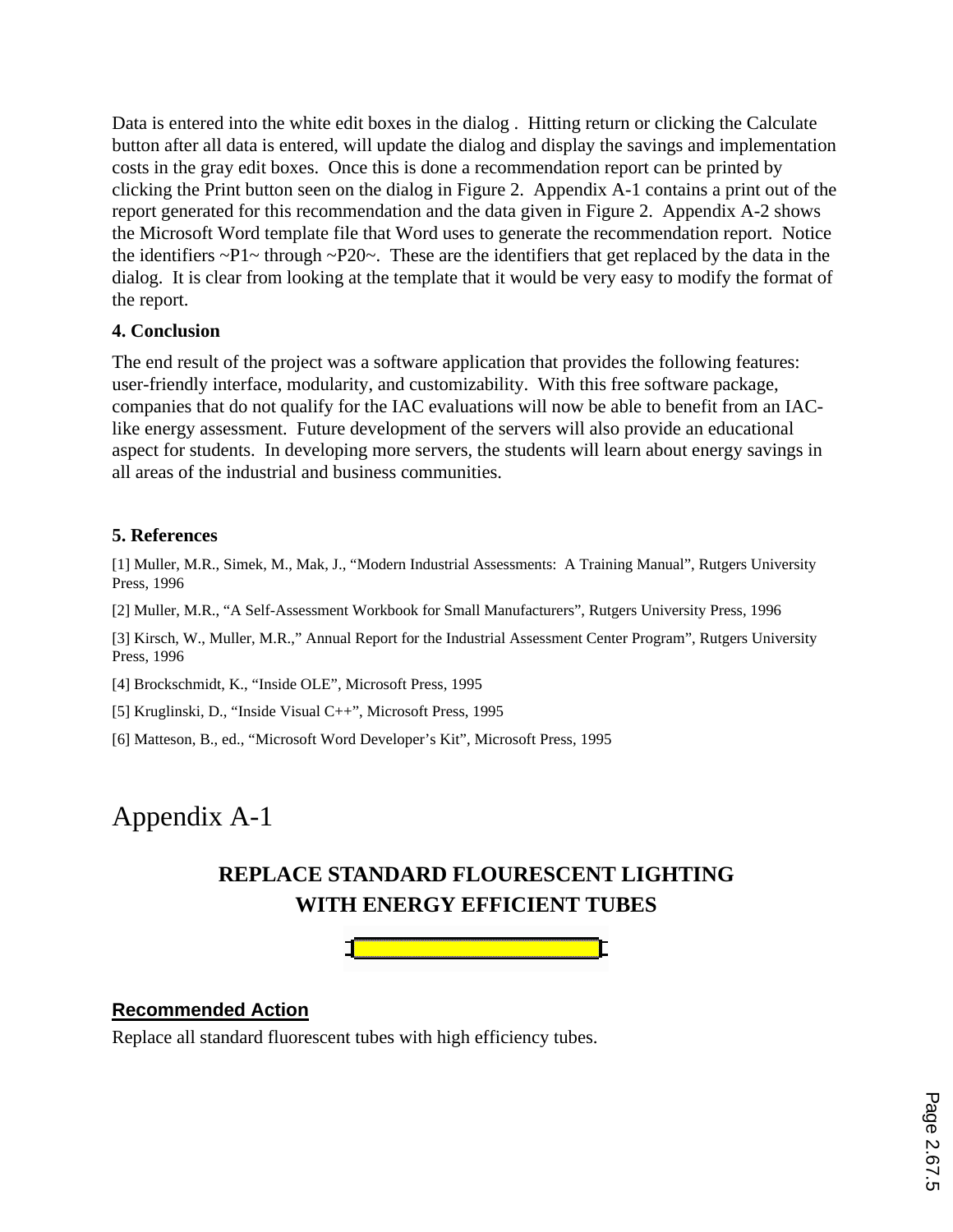Data is entered into the white edit boxes in the dialog . Hitting return or clicking the Calculate button after all data is entered, will update the dialog and display the savings and implementation costs in the gray edit boxes. Once this is done a recommendation report can be printed by clicking the Print button seen on the dialog in Figure 2. Appendix A-1 contains a print out of the report generated for this recommendation and the data given in Figure 2. Appendix A-2 shows the Microsoft Word template file that Word uses to generate the recommendation report. Notice the identifiers ~P1~ through ~P20~. These are the identifiers that get replaced by the data in the dialog. It is clear from looking at the template that it would be very easy to modify the format of the report.

### 4. Conclusion

The end result of the project was a software application that provides the following features: user-friendly interface, modularity, and customizability. With this free software package, companies that do not qualify for the IAC evaluations will now be able to benefit from an IAC-like energy assessment. Future development of the servers will also provide an educational aspect for students. In developing more servers, the students will learn about energy savings in all areas of the industrial and business communities.

### 5. References

[1] Muller, M.R., Simek, M., Mak, J., “Modern Industrial Assessments: A Training Manual”, Rutgers University Press, 1996

[2] Muller, M.R., “A Self-Assessment Workbook for Small Manufacturers”, Rutgers University Press, 1996

[3] Kirsch, W., Muller, M.R.,” Annual Report for the Industrial Assessment Center Program”, Rutgers University Press, 1996

[4] Brockschmidt, K., “Inside OLE”, Microsoft Press, 1995

[5] Kruglinski, D., “Inside Visual C++”, Microsoft Press, 1995

[6] Matteson, B., ed., “Microsoft Word Developer’s Kit”, Microsoft Press, 1995

# Appendix A-1

## REPLACE STANDARD FLOURESCENT LIGHTING WITH ENERGY EFFICIENT TUBES

### Recommended Action

Replace all standard fluorescent tubes with high efficiency tubes.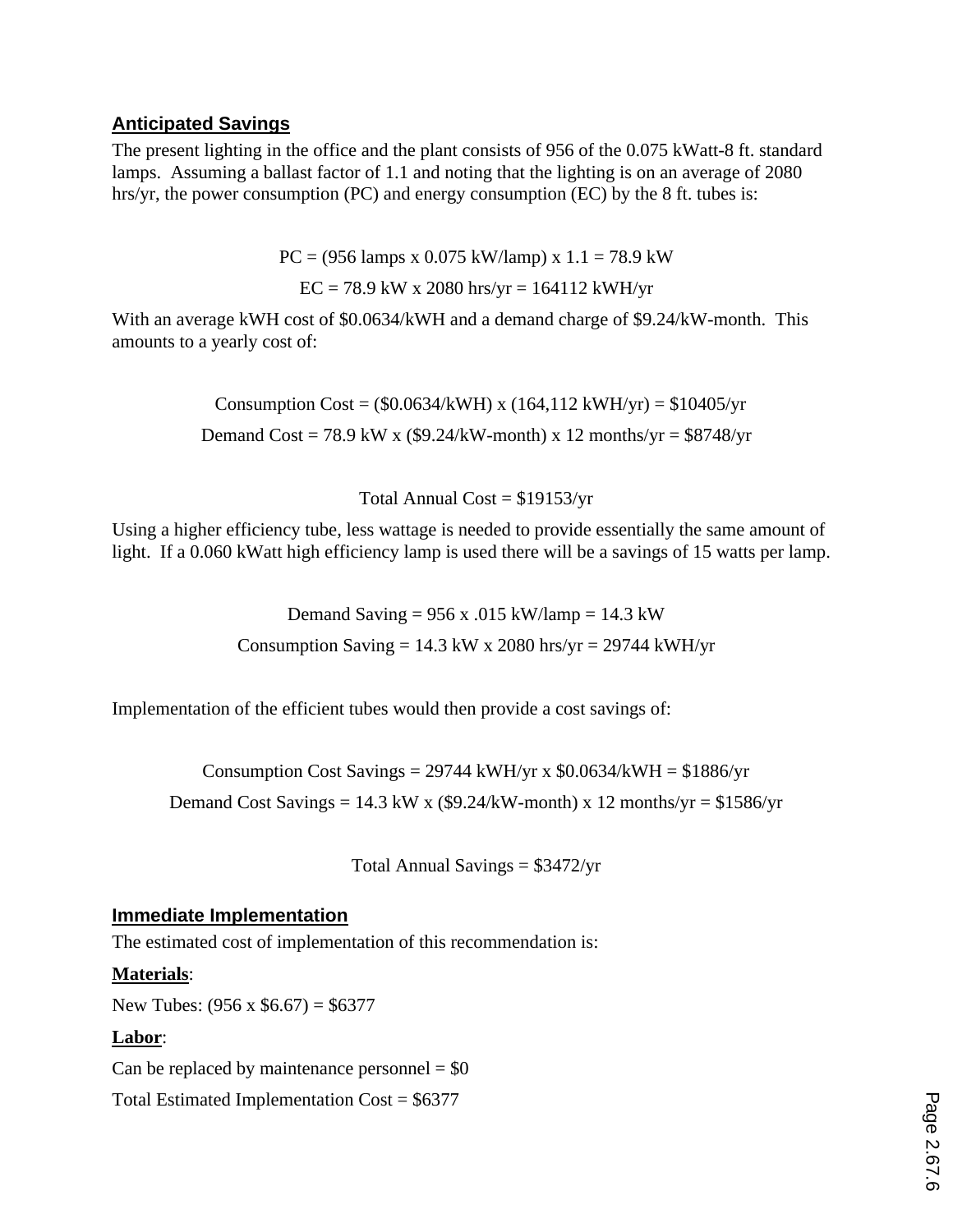## Anticipated Savings

The present lighting in the office and the plant consists of 956 of the 0.075 kWatt-8 ft. standard lamps. Assuming a ballast factor of 1.1 and noting that the lighting is on an average of 2080 hrs/yr, the power consumption (PC) and energy consumption (EC) by the 8 ft. tubes is:

$$PC = (956 \text{ lamps} \times 0.075 \text{ kW/lamp}) \times 1.1 = 78.9 \text{ kW}$$

$$EC = 78.9 \text{ kW} \times 2080 \text{ hrs/yr} = 164112 \text{ kWH/yr}$$

With an average kWH cost of $0.0634/kWH and a demand charge of $9.24/kW-month. This amounts to a yearly cost of:

$$\text{Consumption Cost} = (\$0.0634/\text{kWH}) \times (164{,}112 \text{ kWH/yr}) = \$10405/\text{yr}$$

$$\text{Demand Cost} = 78.9 \text{ kW} \times (\$9.24/\text{kW-month}) \times 12 \text{ months/yr} = \$8748/\text{yr}$$

$$\text{Total Annual Cost} = \$19153/\text{yr}$$

Using a higher efficiency tube, less wattage is needed to provide essentially the same amount of light. If a 0.060 kWatt high efficiency lamp is used there will be a savings of 15 watts per lamp.

$$\text{Demand Saving} = 956 \times .015 \text{ kW/lamp} = 14.3 \text{ kW}$$

$$\text{Consumption Saving} = 14.3 \text{ kW} \times 2080 \text{ hrs/yr} = 29744 \text{ kWH/yr}$$

Implementation of the efficient tubes would then provide a cost savings of:

$$\text{Consumption Cost Savings} = 29744 \text{ kWH/yr} \times \$0.0634/\text{kWH} = \$1886/\text{yr}$$

$$\text{Demand Cost Savings} = 14.3 \text{ kW} \times (\$9.24/\text{kW-month}) \times 12 \text{ months/yr} = \$1586/\text{yr}$$

$$\text{Total Annual Savings} = \$3472/\text{yr}$$

## Immediate Implementation

The estimated cost of implementation of this recommendation is:

**Materials**:

New Tubes: (956 x $6.67) = $6377

**Labor**:

Can be replaced by maintenance personnel = $0

Total Estimated Implementation Cost = $6377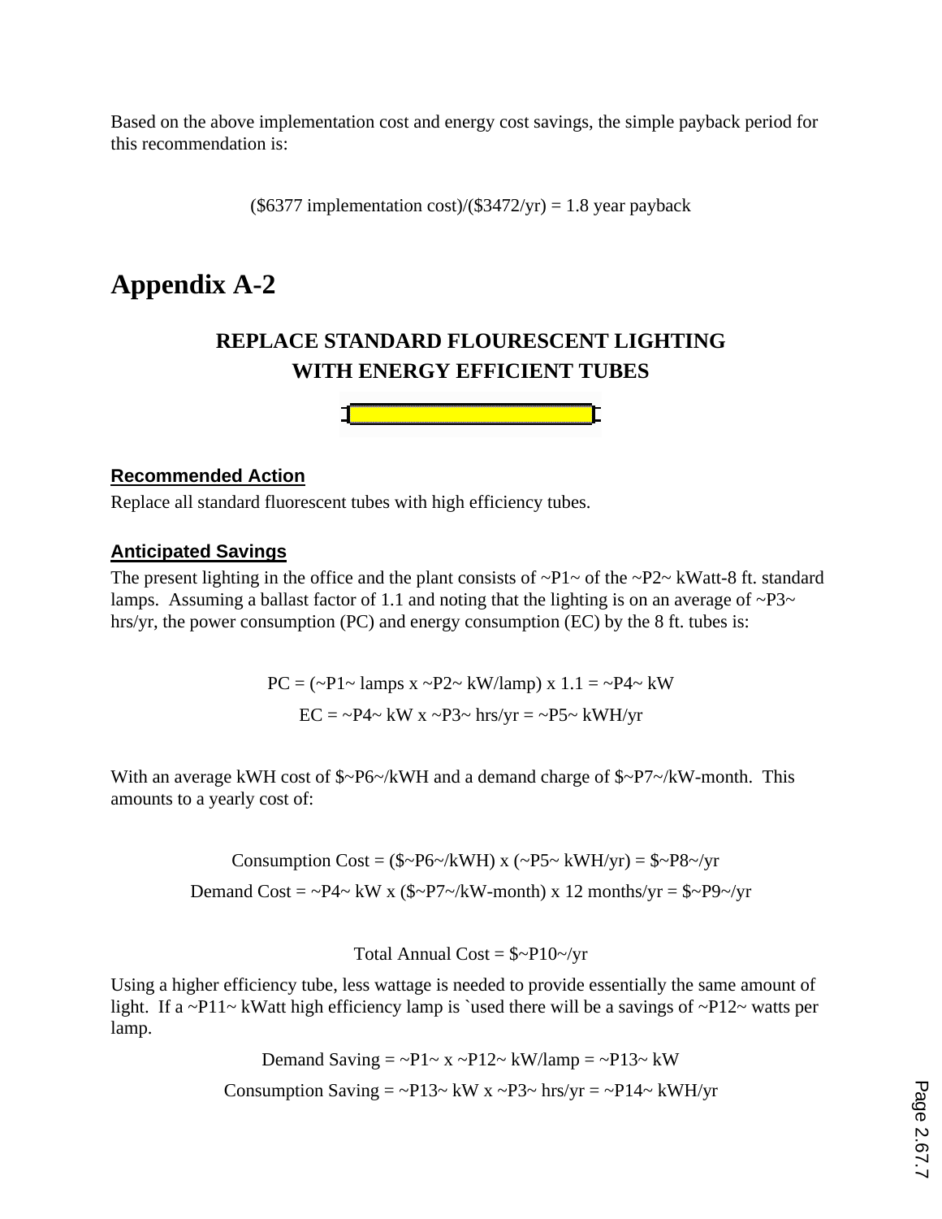Based on the above implementation cost and energy cost savings, the simple payback period for this recommendation is:

($6377 implementation cost)/($3472/yr) = 1.8 year payback

# Appendix A-2

## REPLACE STANDARD FLOURESCENT LIGHTING WITH ENERGY EFFICIENT TUBES

### Recommended Action

Replace all standard fluorescent tubes with high efficiency tubes.

### Anticipated Savings

The present lighting in the office and the plant consists of ~P1~ of the ~P2~ kWatt-8 ft. standard lamps. Assuming a ballast factor of 1.1 and noting that the lighting is on an average of ~P3~ hrs/yr, the power consumption (PC) and energy consumption (EC) by the 8 ft. tubes is:

PC = (~P1~ lamps x ~P2~ kW/lamp) x 1.1 = ~P4~ kW

EC = ~P4~ kW x ~P3~ hrs/yr = ~P5~ kWH/yr

With an average kWH cost of $~P6~/kWH and a demand charge of $~P7~/kW-month. This amounts to a yearly cost of:

Consumption Cost = ($~P6~/kWH) x (~P5~ kWH/yr) = $~P8~/yr

Demand Cost = ~P4~ kW x ($~P7~/kW-month) x 12 months/yr = $~P9~/yr

Total Annual Cost = $~P10~/yr

Using a higher efficiency tube, less wattage is needed to provide essentially the same amount of light. If a ~P11~ kWatt high efficiency lamp is `used there will be a savings of ~P12~ watts per lamp.

Demand Saving = ~P1~ x ~P12~ kW/lamp = ~P13~ kW

Consumption Saving = ~P13~ kW x ~P3~ hrs/yr = ~P14~ kWH/yr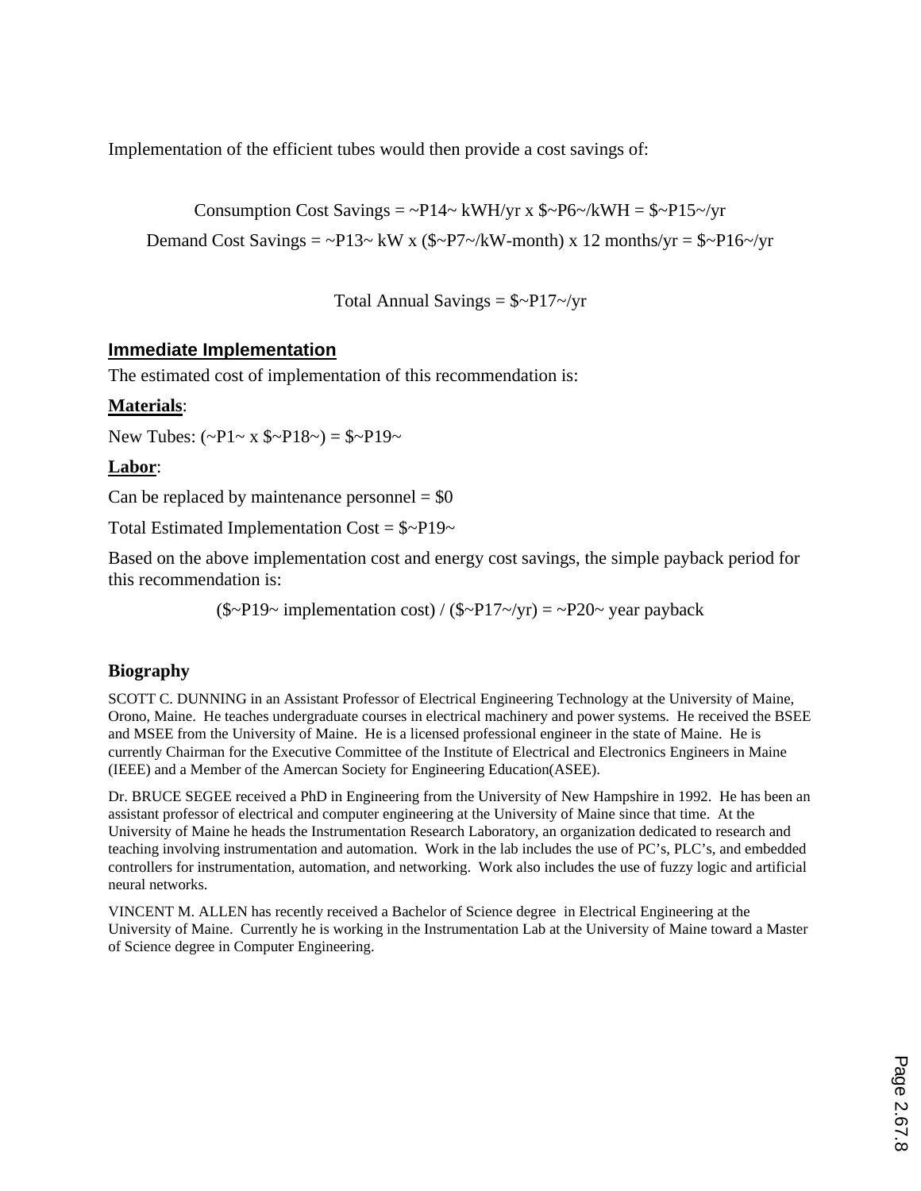Implementation of the efficient tubes would then provide a cost savings of:

Consumption Cost Savings = ~P14~ kWH/yr x $~P6~/kWH = $~P15~/yr

Demand Cost Savings = ~P13~ kW x ($~P7~/kW-month) x 12 months/yr = $~P16~/yr

Total Annual Savings = $~P17~/yr

## Immediate Implementation

The estimated cost of implementation of this recommendation is:

**Materials**:

New Tubes: (~P1~ x $~P18~) = $~P19~

**Labor**:

Can be replaced by maintenance personnel = $0

Total Estimated Implementation Cost = $~P19~

Based on the above implementation cost and energy cost savings, the simple payback period for this recommendation is:

($~P19~ implementation cost) / ($~P17~/yr) = ~P20~ year payback

### Biography

SCOTT C. DUNNING in an Assistant Professor of Electrical Engineering Technology at the University of Maine, Orono, Maine. He teaches undergraduate courses in electrical machinery and power systems. He received the BSEE and MSEE from the University of Maine. He is a licensed professional engineer in the state of Maine. He is currently Chairman for the Executive Committee of the Institute of Electrical and Electronics Engineers in Maine (IEEE) and a Member of the Amercan Society for Engineering Education(ASEE).

Dr. BRUCE SEGEE received a PhD in Engineering from the University of New Hampshire in 1992. He has been an assistant professor of electrical and computer engineering at the University of Maine since that time. At the University of Maine he heads the Instrumentation Research Laboratory, an organization dedicated to research and teaching involving instrumentation and automation. Work in the lab includes the use of PC's, PLC's, and embedded controllers for instrumentation, automation, and networking. Work also includes the use of fuzzy logic and artificial neural networks.

VINCENT M. ALLEN has recently received a Bachelor of Science degree in Electrical Engineering at the University of Maine. Currently he is working in the Instrumentation Lab at the University of Maine toward a Master of Science degree in Computer Engineering.